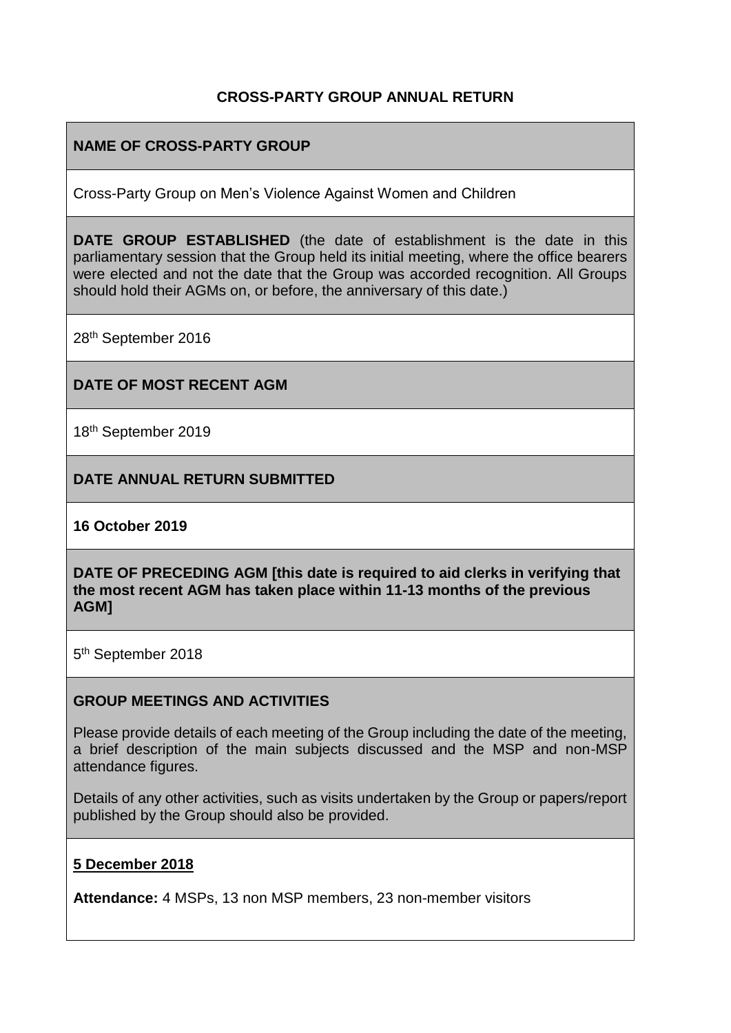## CROSS-PARTY GROUP ANNUAL RETURN

**NAME OF CROSS-PARTY GROUP**

Cross-Party Group on Men's Violence Against Women and Children

**DATE GROUP ESTABLISHED** (the date of establishment is the date in this parliamentary session that the Group held its initial meeting, where the office bearers were elected and not the date that the Group was accorded recognition. All Groups should hold their AGMs on, or before, the anniversary of this date.)

28th September 2016

**DATE OF MOST RECENT AGM**

18th September 2019

**DATE ANNUAL RETURN SUBMITTED**

**16 October 2019**

**DATE OF PRECEDING AGM [this date is required to aid clerks in verifying that the most recent AGM has taken place within 11-13 months of the previous AGM]**

5th September 2018

**GROUP MEETINGS AND ACTIVITIES**

Please provide details of each meeting of the Group including the date of the meeting, a brief description of the main subjects discussed and the MSP and non-MSP attendance figures.

Details of any other activities, such as visits undertaken by the Group or papers/report published by the Group should also be provided.

**5 December 2018**

**Attendance:** 4 MSPs, 13 non MSP members, 23 non-member visitors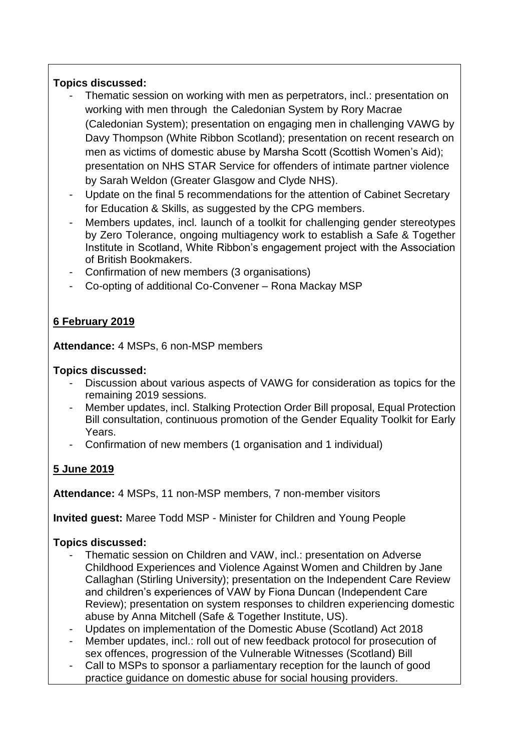**Topics discussed:**

- Thematic session on working with men as perpetrators, incl.: presentation on working with men through the Caledonian System by Rory Macrae (Caledonian System); presentation on engaging men in challenging VAWG by Davy Thompson (White Ribbon Scotland); presentation on recent research on men as victims of domestic abuse by Marsha Scott (Scottish Women's Aid); presentation on NHS STAR Service for offenders of intimate partner violence by Sarah Weldon (Greater Glasgow and Clyde NHS).
- Update on the final 5 recommendations for the attention of Cabinet Secretary for Education & Skills, as suggested by the CPG members.
- Members updates, incl. launch of a toolkit for challenging gender stereotypes by Zero Tolerance, ongoing multiagency work to establish a Safe & Together Institute in Scotland, White Ribbon's engagement project with the Association of British Bookmakers.
- Confirmation of new members (3 organisations)
- Co-opting of additional Co-Convener – Rona Mackay MSP

**6 February 2019**

**Attendance:** 4 MSPs, 6 non-MSP members

**Topics discussed:**

- Discussion about various aspects of VAWG for consideration as topics for the remaining 2019 sessions.
- Member updates, incl. Stalking Protection Order Bill proposal, Equal Protection Bill consultation, continuous promotion of the Gender Equality Toolkit for Early Years.
- Confirmation of new members (1 organisation and 1 individual)

**5 June 2019**

**Attendance:** 4 MSPs, 11 non-MSP members, 7 non-member visitors

**Invited guest:** Maree Todd MSP - Minister for Children and Young People

**Topics discussed:**

- Thematic session on Children and VAW, incl.: presentation on Adverse Childhood Experiences and Violence Against Women and Children by Jane Callaghan (Stirling University); presentation on the Independent Care Review and children's experiences of VAW by Fiona Duncan (Independent Care Review); presentation on system responses to children experiencing domestic abuse by Anna Mitchell (Safe & Together Institute, US).
- Updates on implementation of the Domestic Abuse (Scotland) Act 2018
- Member updates, incl.: roll out of new feedback protocol for prosecution of sex offences, progression of the Vulnerable Witnesses (Scotland) Bill
- Call to MSPs to sponsor a parliamentary reception for the launch of good practice guidance on domestic abuse for social housing providers.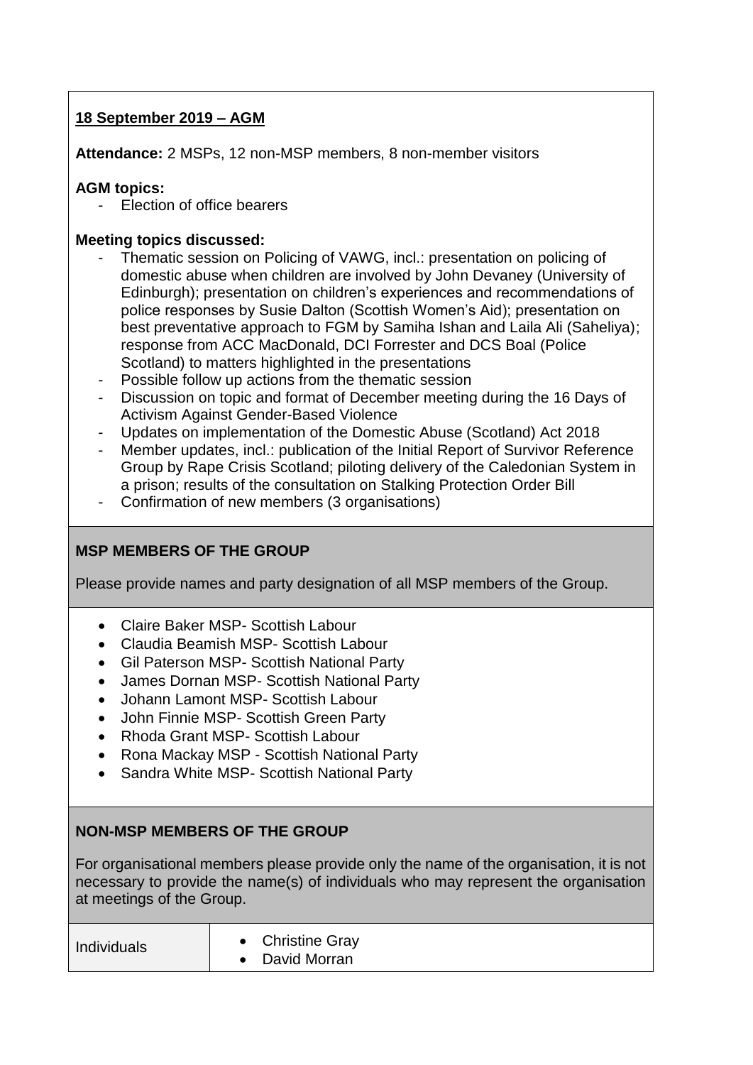**18 September 2019 – AGM**

**Attendance:** 2 MSPs, 12 non-MSP members, 8 non-member visitors

**AGM topics:**

- Election of office bearers

**Meeting topics discussed:**

- Thematic session on Policing of VAWG, incl.: presentation on policing of domestic abuse when children are involved by John Devaney (University of Edinburgh); presentation on children's experiences and recommendations of police responses by Susie Dalton (Scottish Women's Aid); presentation on best preventative approach to FGM by Samiha Ishan and Laila Ali (Saheliya); response from ACC MacDonald, DCI Forrester and DCS Boal (Police Scotland) to matters highlighted in the presentations
- Possible follow up actions from the thematic session
- Discussion on topic and format of December meeting during the 16 Days of Activism Against Gender-Based Violence
- Updates on implementation of the Domestic Abuse (Scotland) Act 2018
- Member updates, incl.: publication of the Initial Report of Survivor Reference Group by Rape Crisis Scotland; piloting delivery of the Caledonian System in a prison; results of the consultation on Stalking Protection Order Bill
- Confirmation of new members (3 organisations)

## MSP MEMBERS OF THE GROUP

Please provide names and party designation of all MSP members of the Group.

- Claire Baker MSP- Scottish Labour
- Claudia Beamish MSP- Scottish Labour
- Gil Paterson MSP- Scottish National Party
- James Dornan MSP- Scottish National Party
- Johann Lamont MSP- Scottish Labour
- John Finnie MSP- Scottish Green Party
- Rhoda Grant MSP- Scottish Labour
- Rona Mackay MSP - Scottish National Party
- Sandra White MSP- Scottish National Party

## NON-MSP MEMBERS OF THE GROUP

For organisational members please provide only the name of the organisation, it is not necessary to provide the name(s) of individuals who may represent the organisation at meetings of the Group.

| Individuals | • Christine Gray<br>• David Morran |
|---|---|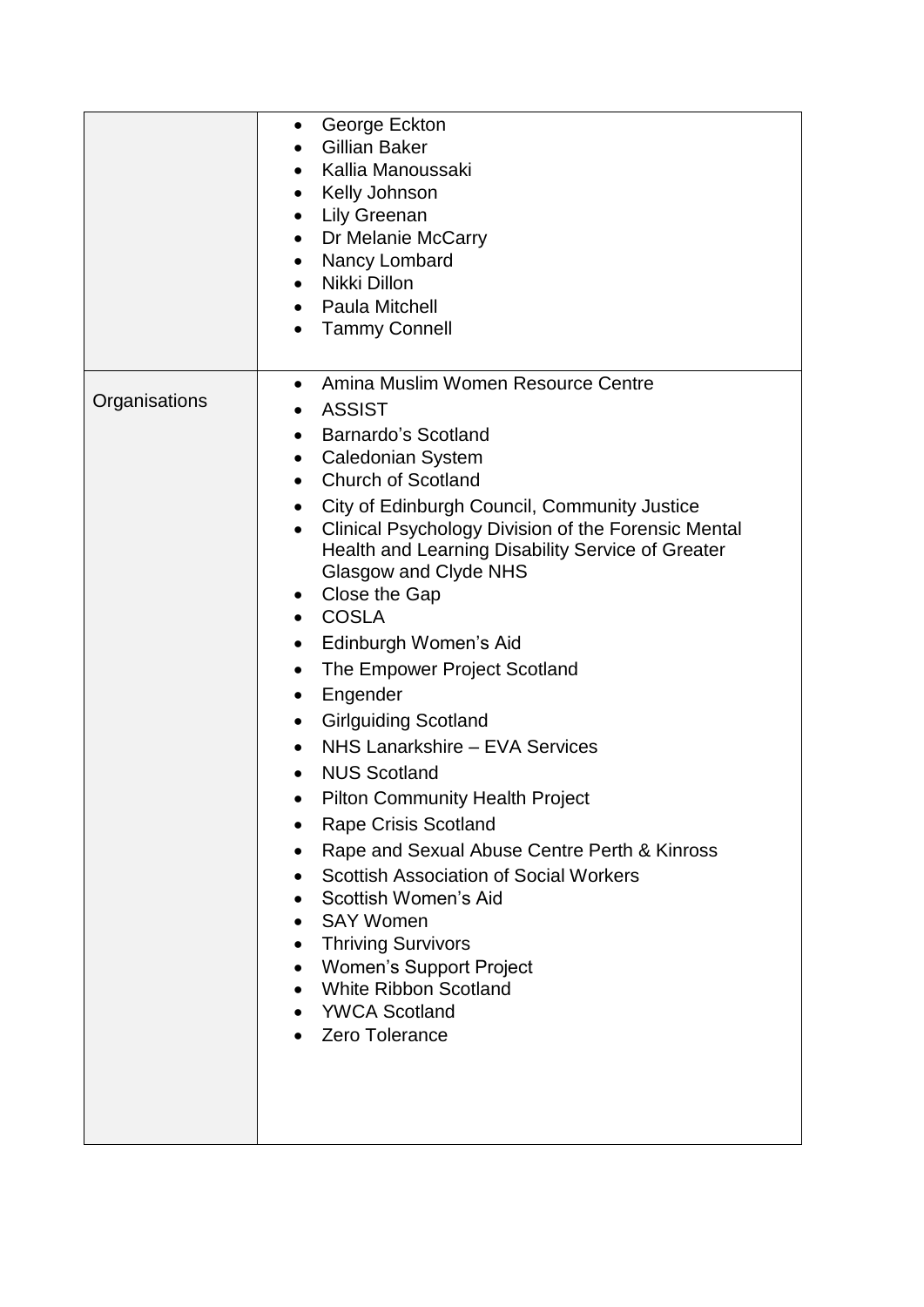| | |
|---|---|
| | • George Eckton<br>• Gillian Baker<br>• Kallia Manoussaki<br>• Kelly Johnson<br>• Lily Greenan<br>• Dr Melanie McCarry<br>• Nancy Lombard<br>• Nikki Dillon<br>• Paula Mitchell<br>• Tammy Connell |
| Organisations | • Amina Muslim Women Resource Centre<br>• ASSIST<br>• Barnardo's Scotland<br>• Caledonian System<br>• Church of Scotland<br>• City of Edinburgh Council, Community Justice<br>• Clinical Psychology Division of the Forensic Mental Health and Learning Disability Service of Greater Glasgow and Clyde NHS<br>• Close the Gap<br>• COSLA<br>• Edinburgh Women's Aid<br>• The Empower Project Scotland<br>• Engender<br>• Girlguiding Scotland<br>• NHS Lanarkshire – EVA Services<br>• NUS Scotland<br>• Pilton Community Health Project<br>• Rape Crisis Scotland<br>• Rape and Sexual Abuse Centre Perth & Kinross<br>• Scottish Association of Social Workers<br>• Scottish Women's Aid<br>• SAY Women<br>• Thriving Survivors<br>• Women's Support Project<br>• White Ribbon Scotland<br>• YWCA Scotland<br>• Zero Tolerance |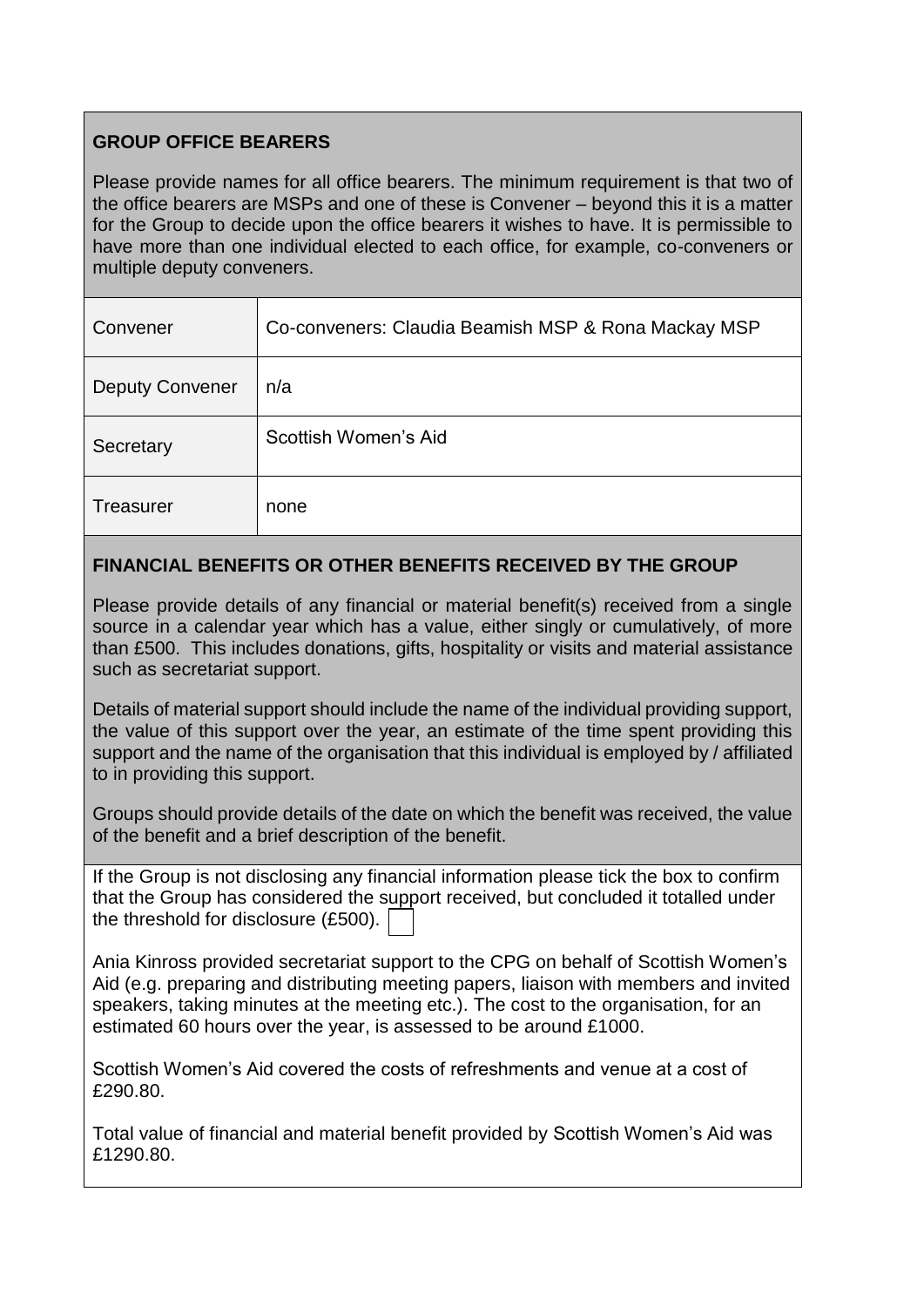## GROUP OFFICE BEARERS

Please provide names for all office bearers. The minimum requirement is that two of the office bearers are MSPs and one of these is Convener – beyond this it is a matter for the Group to decide upon the office bearers it wishes to have. It is permissible to have more than one individual elected to each office, for example, co-conveners or multiple deputy conveners.

| | |
|---|---|
| Convener | Co-conveners: Claudia Beamish MSP & Rona Mackay MSP |
| Deputy Convener | n/a |
| Secretary | Scottish Women's Aid |
| Treasurer | none |

## FINANCIAL BENEFITS OR OTHER BENEFITS RECEIVED BY THE GROUP

Please provide details of any financial or material benefit(s) received from a single source in a calendar year which has a value, either singly or cumulatively, of more than £500. This includes donations, gifts, hospitality or visits and material assistance such as secretariat support.

Details of material support should include the name of the individual providing support, the value of this support over the year, an estimate of the time spent providing this support and the name of the organisation that this individual is employed by / affiliated to in providing this support.

Groups should provide details of the date on which the benefit was received, the value of the benefit and a brief description of the benefit.

If the Group is not disclosing any financial information please tick the box to confirm that the Group has considered the support received, but concluded it totalled under the threshold for disclosure (£500). ☐

Ania Kinross provided secretariat support to the CPG on behalf of Scottish Women's Aid (e.g. preparing and distributing meeting papers, liaison with members and invited speakers, taking minutes at the meeting etc.). The cost to the organisation, for an estimated 60 hours over the year, is assessed to be around £1000.

Scottish Women's Aid covered the costs of refreshments and venue at a cost of £290.80.

Total value of financial and material benefit provided by Scottish Women's Aid was £1290.80.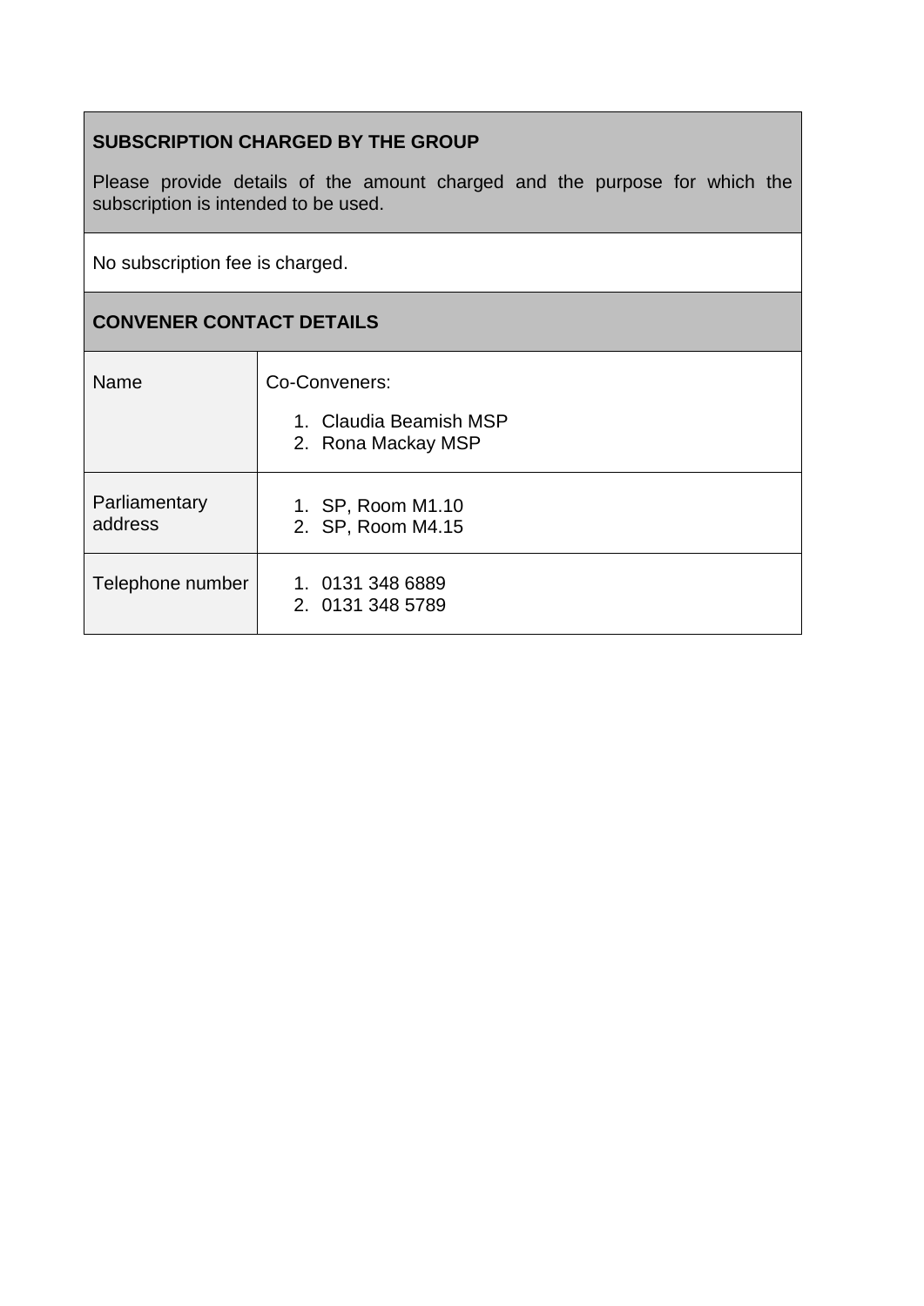| **SUBSCRIPTION CHARGED BY THE GROUP**<br><br>Please provide details of the amount charged and the purpose for which the subscription is intended to be used. | |
|---|---|
| No subscription fee is charged. | |
| **CONVENER CONTACT DETAILS** | |
| Name | Co-Conveners:<br><br>1. Claudia Beamish MSP<br>2. Rona Mackay MSP |
| Parliamentary address | 1. SP, Room M1.10<br>2. SP, Room M4.15 |
| Telephone number | 1. 0131 348 6889<br>2. 0131 348 5789 |